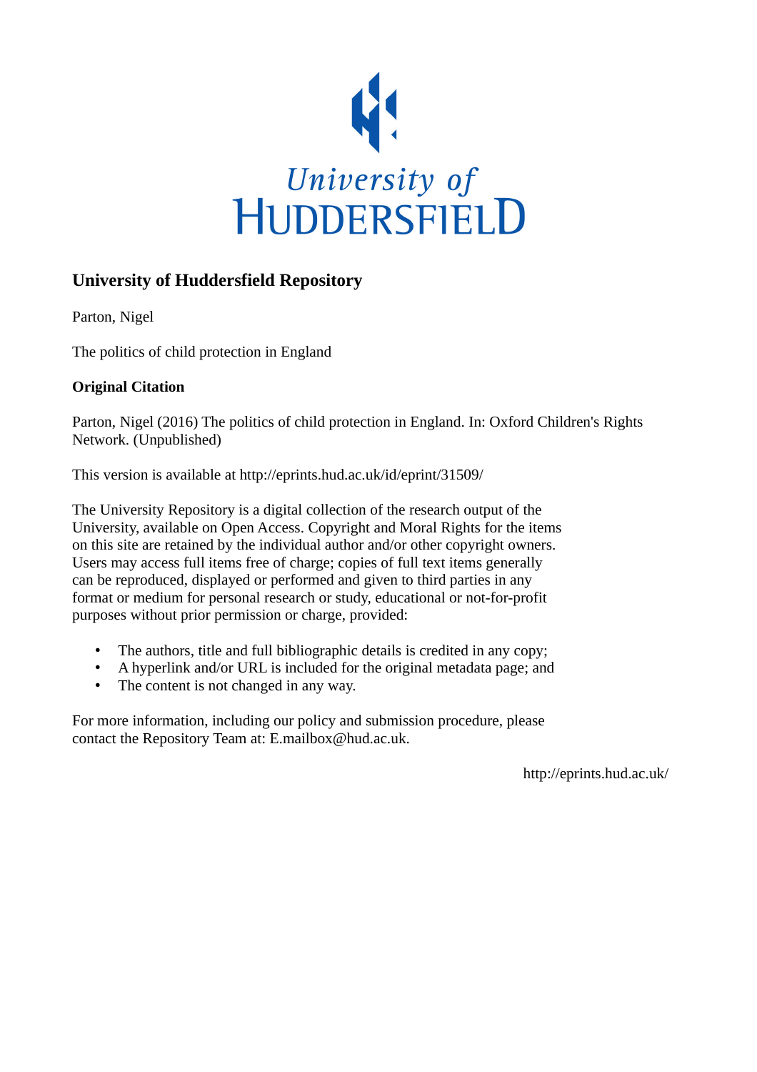University of HUDDERSFIELD

## University of Huddersfield Repository

Parton, Nigel

The politics of child protection in England

**Original Citation**

Parton, Nigel (2016) The politics of child protection in England. In: Oxford Children's Rights Network. (Unpublished)

This version is available at http://eprints.hud.ac.uk/id/eprint/31509/

The University Repository is a digital collection of the research output of the University, available on Open Access. Copyright and Moral Rights for the items on this site are retained by the individual author and/or other copyright owners. Users may access full items free of charge; copies of full text items generally can be reproduced, displayed or performed and given to third parties in any format or medium for personal research or study, educational or not-for-profit purposes without prior permission or charge, provided:

- The authors, title and full bibliographic details is credited in any copy;
- A hyperlink and/or URL is included for the original metadata page; and
- The content is not changed in any way.

For more information, including our policy and submission procedure, please contact the Repository Team at: E.mailbox@hud.ac.uk.

http://eprints.hud.ac.uk/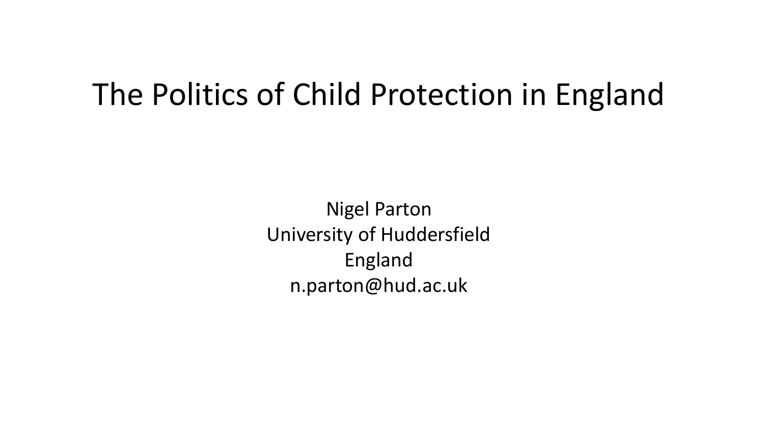# The Politics of Child Protection in England

Nigel Parton
University of Huddersfield
England
n.parton@hud.ac.uk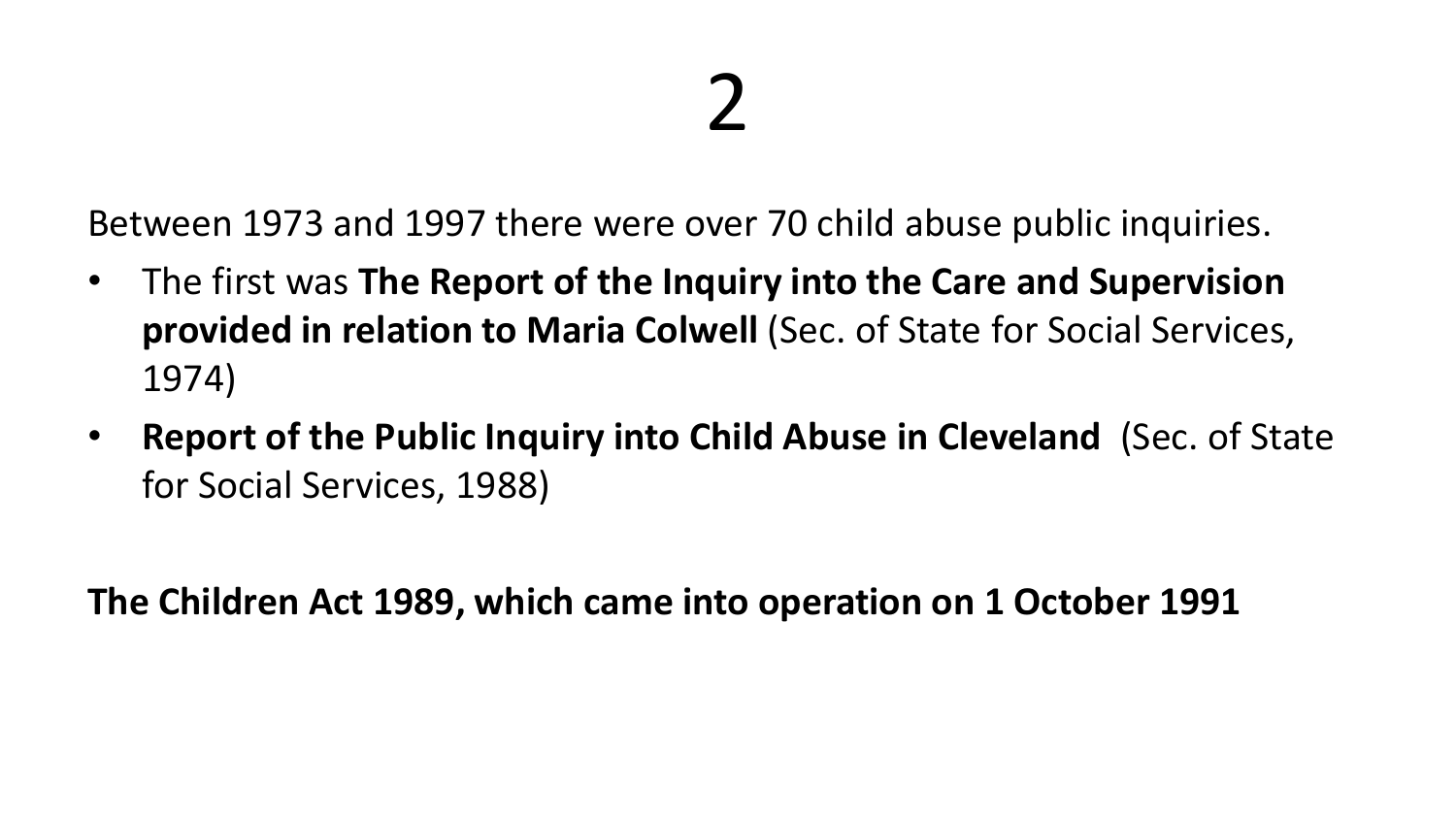# 2

Between 1973 and 1997 there were over 70 child abuse public inquiries.

- The first was **The Report of the Inquiry into the Care and Supervision provided in relation to Maria Colwell** (Sec. of State for Social Services, 1974)
- **Report of the Public Inquiry into Child Abuse in Cleveland** (Sec. of State for Social Services, 1988)

**The Children Act 1989, which came into operation on 1 October 1991**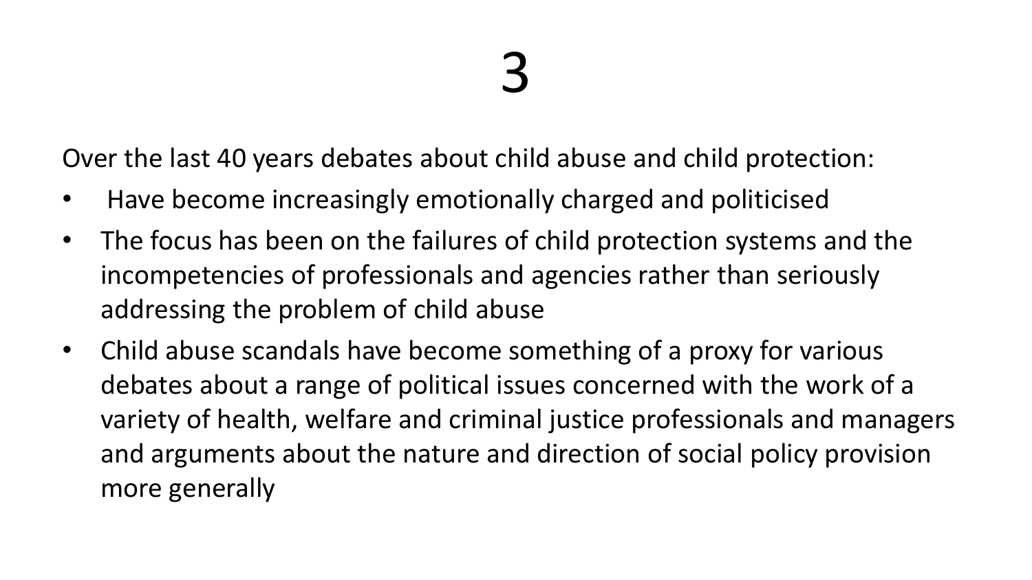# 3

Over the last 40 years debates about child abuse and child protection:

- Have become increasingly emotionally charged and politicised
- The focus has been on the failures of child protection systems and the incompetencies of professionals and agencies rather than seriously addressing the problem of child abuse
- Child abuse scandals have become something of a proxy for various debates about a range of political issues concerned with the work of a variety of health, welfare and criminal justice professionals and managers and arguments about the nature and direction of social policy provision more generally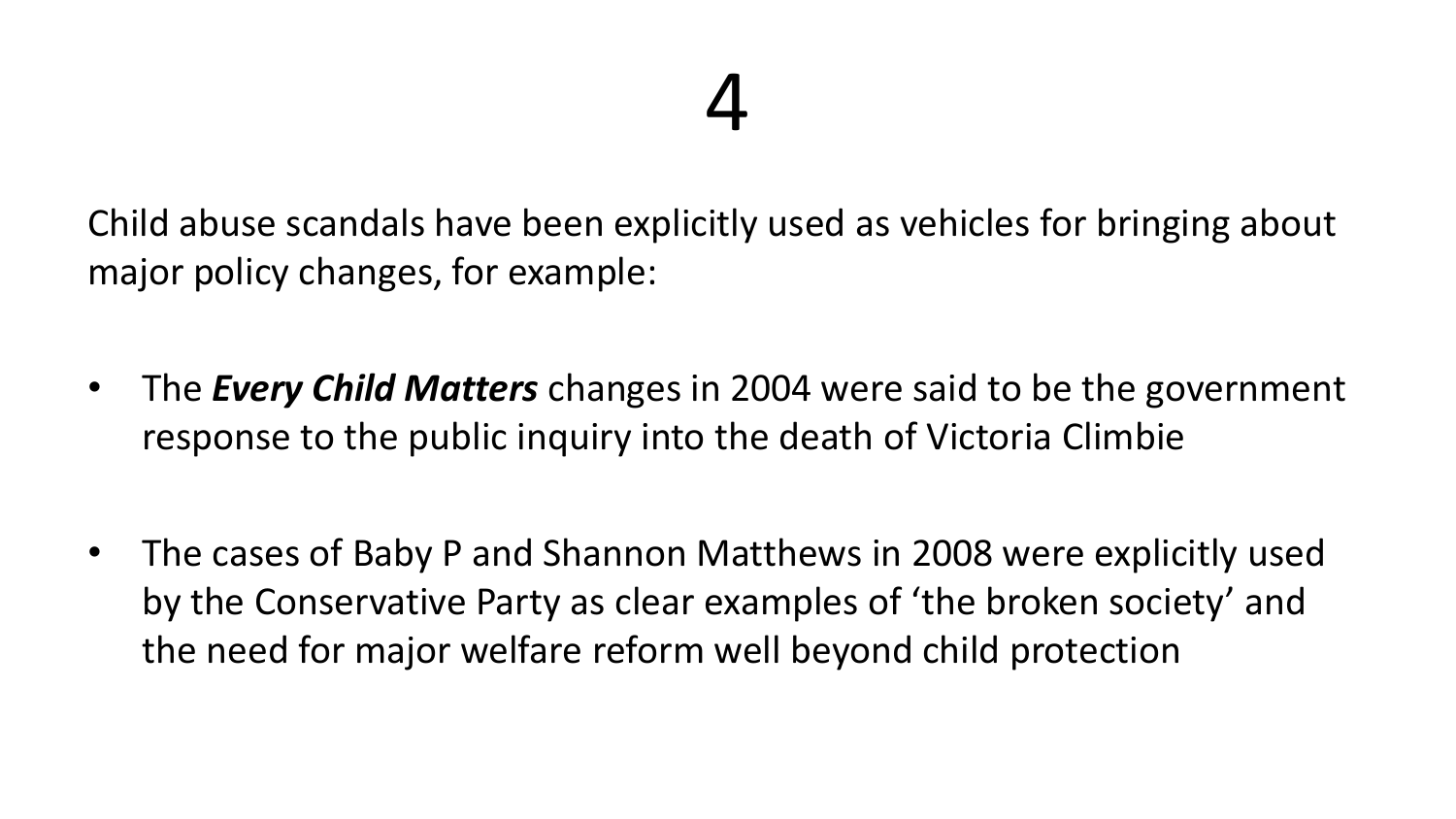# 4

Child abuse scandals have been explicitly used as vehicles for bringing about major policy changes, for example:

- The ***Every Child Matters*** changes in 2004 were said to be the government response to the public inquiry into the death of Victoria Climbie
- The cases of Baby P and Shannon Matthews in 2008 were explicitly used by the Conservative Party as clear examples of 'the broken society' and the need for major welfare reform well beyond child protection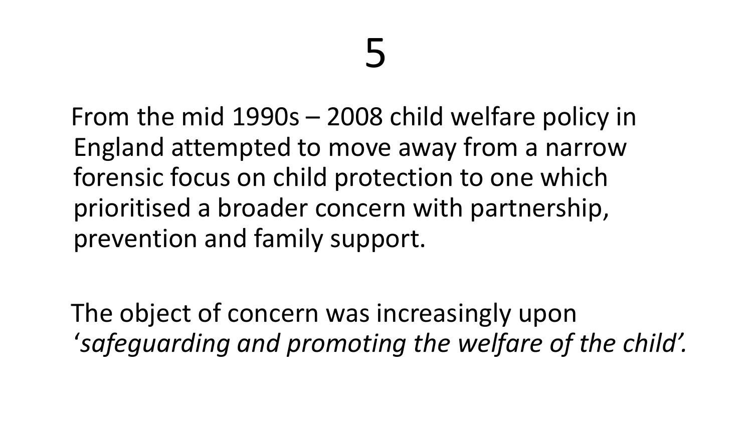# 5

From the mid 1990s – 2008 child welfare policy in England attempted to move away from a narrow forensic focus on child protection to one which prioritised a broader concern with partnership, prevention and family support.

The object of concern was increasingly upon '*safeguarding and promoting the welfare of the child'.*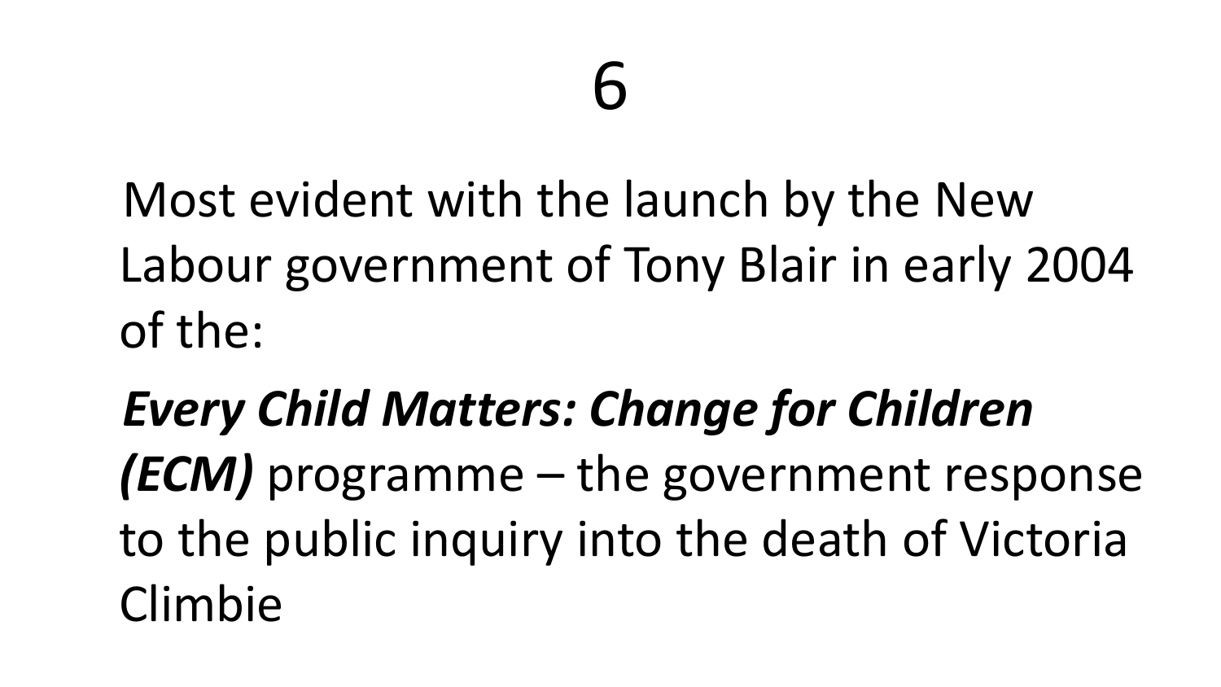# 6

Most evident with the launch by the New Labour government of Tony Blair in early 2004 of the:

***Every Child Matters: Change for Children (ECM)*** programme – the government response to the public inquiry into the death of Victoria Climbie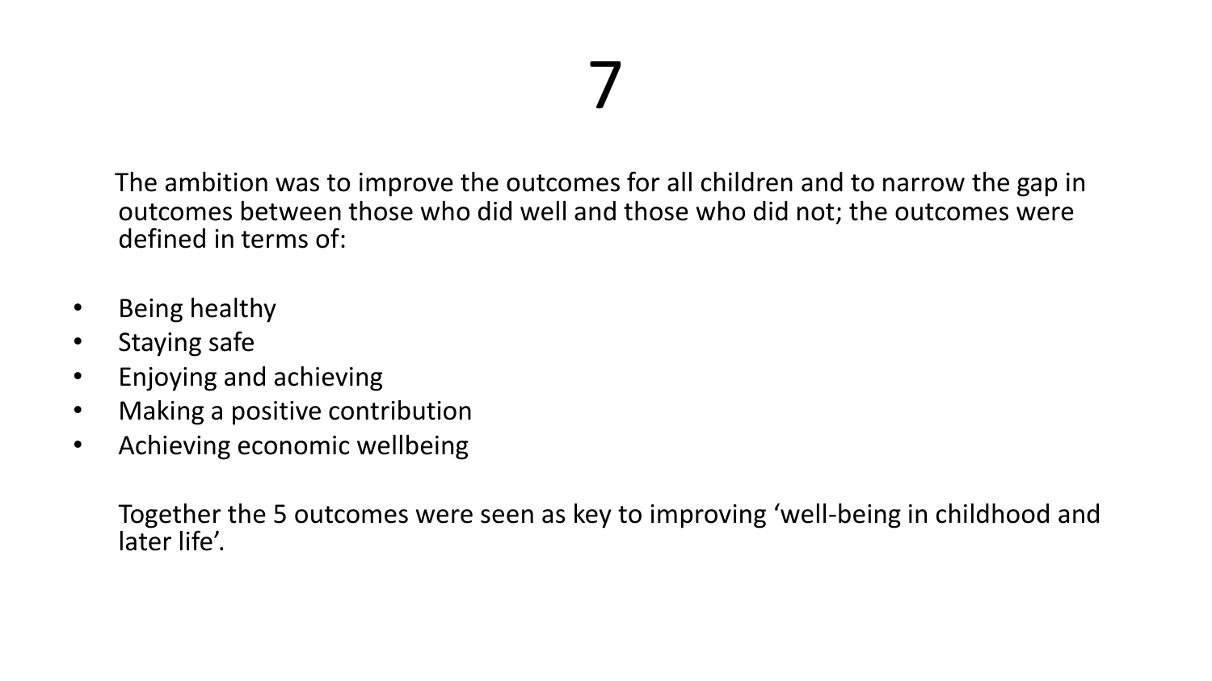# 7

The ambition was to improve the outcomes for all children and to narrow the gap in outcomes between those who did well and those who did not; the outcomes were defined in terms of:

- Being healthy
- Staying safe
- Enjoying and achieving
- Making a positive contribution
- Achieving economic wellbeing

Together the 5 outcomes were seen as key to improving 'well-being in childhood and later life'.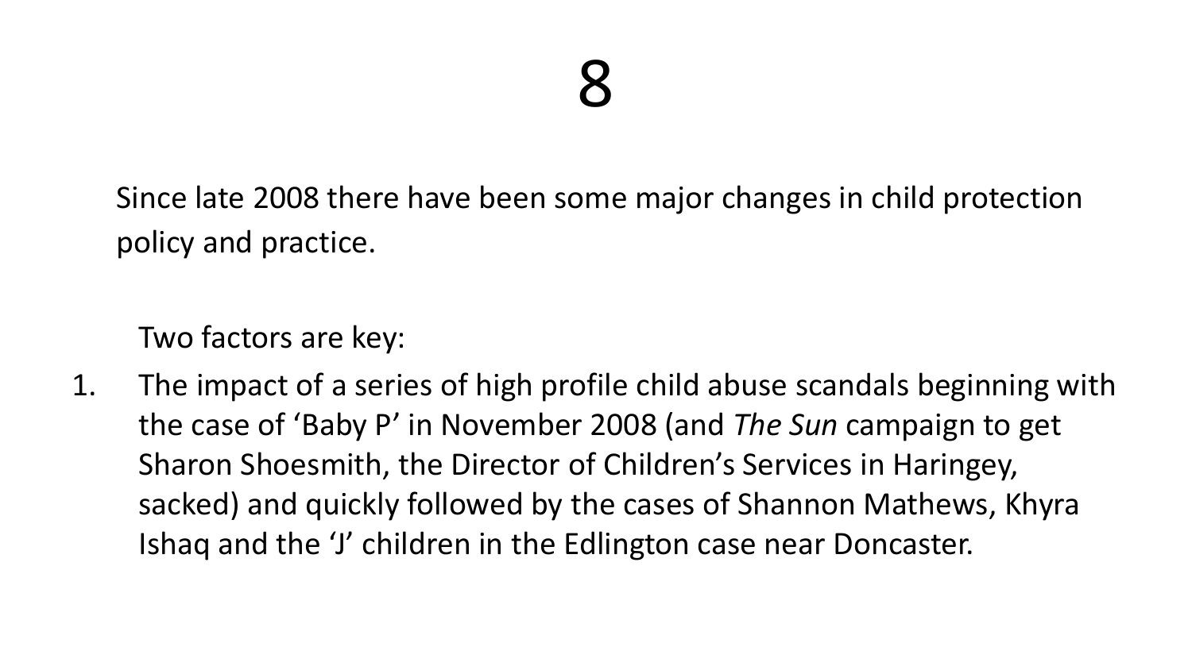# 8

Since late 2008 there have been some major changes in child protection policy and practice.

Two factors are key:

1. The impact of a series of high profile child abuse scandals beginning with the case of 'Baby P' in November 2008 (and *The Sun* campaign to get Sharon Shoesmith, the Director of Children's Services in Haringey, sacked) and quickly followed by the cases of Shannon Mathews, Khyra Ishaq and the 'J' children in the Edlington case near Doncaster.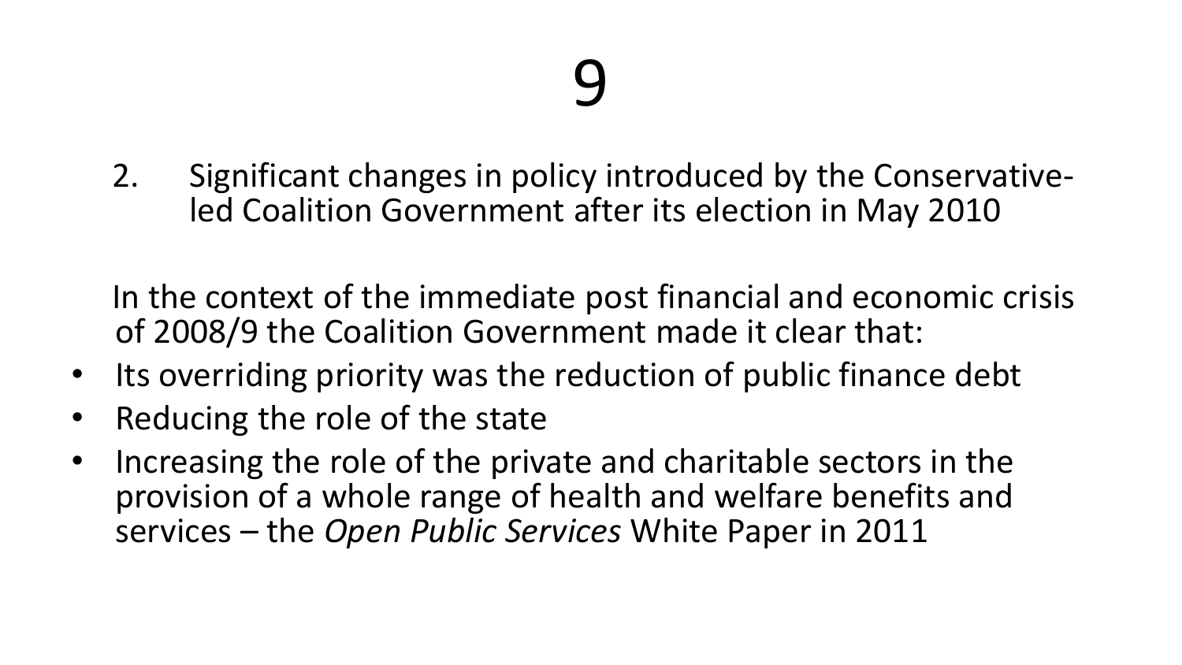# 9

2. Significant changes in policy introduced by the Conservative-led Coalition Government after its election in May 2010

In the context of the immediate post financial and economic crisis of 2008/9 the Coalition Government made it clear that:

- Its overriding priority was the reduction of public finance debt
- Reducing the role of the state
- Increasing the role of the private and charitable sectors in the provision of a whole range of health and welfare benefits and services – the *Open Public Services* White Paper in 2011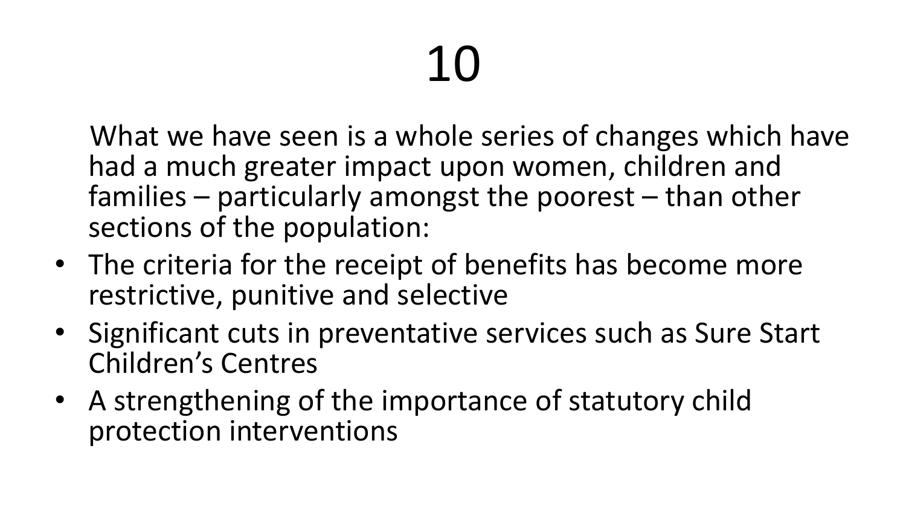# 10

What we have seen is a whole series of changes which have had a much greater impact upon women, children and families – particularly amongst the poorest – than other sections of the population:

- The criteria for the receipt of benefits has become more restrictive, punitive and selective
- Significant cuts in preventative services such as Sure Start Children's Centres
- A strengthening of the importance of statutory child protection interventions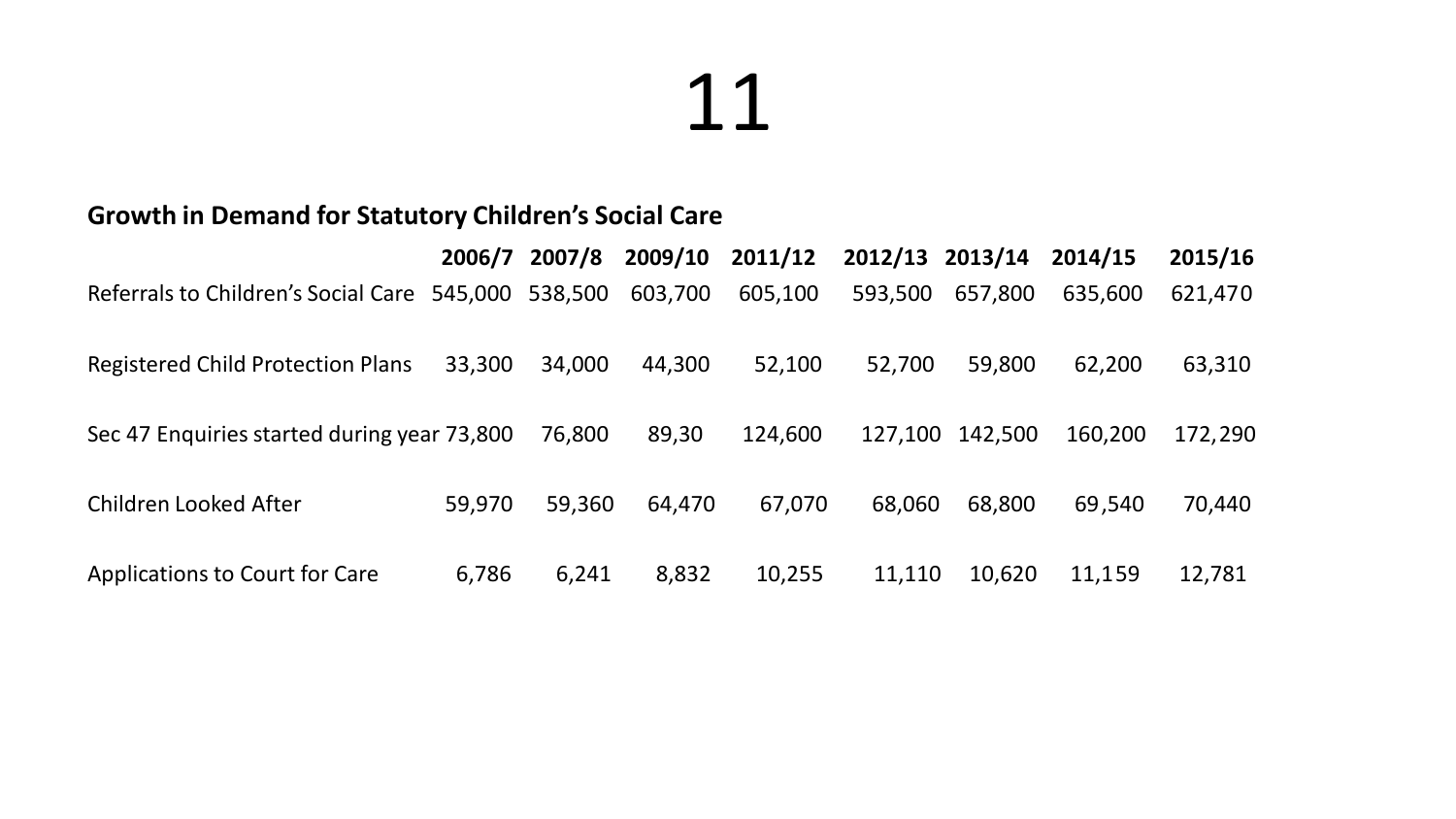# 11

**Growth in Demand for Statutory Children's Social Care**

| | 2006/7 | 2007/8 | 2009/10 | 2011/12 | 2012/13 | 2013/14 | 2014/15 | 2015/16 |
|---|---|---|---|---|---|---|---|---|
| Referrals to Children's Social Care | 545,000 | 538,500 | 603,700 | 605,100 | 593,500 | 657,800 | 635,600 | 621,470 |
| Registered Child Protection Plans | 33,300 | 34,000 | 44,300 | 52,100 | 52,700 | 59,800 | 62,200 | 63,310 |
| Sec 47 Enquiries started during year | 73,800 | 76,800 | 89,30 | 124,600 | 127,100 | 142,500 | 160,200 | 172,290 |
| Children Looked After | 59,970 | 59,360 | 64,470 | 67,070 | 68,060 | 68,800 | 69,540 | 70,440 |
| Applications to Court for Care | 6,786 | 6,241 | 8,832 | 10,255 | 11,110 | 10,620 | 11,159 | 12,781 |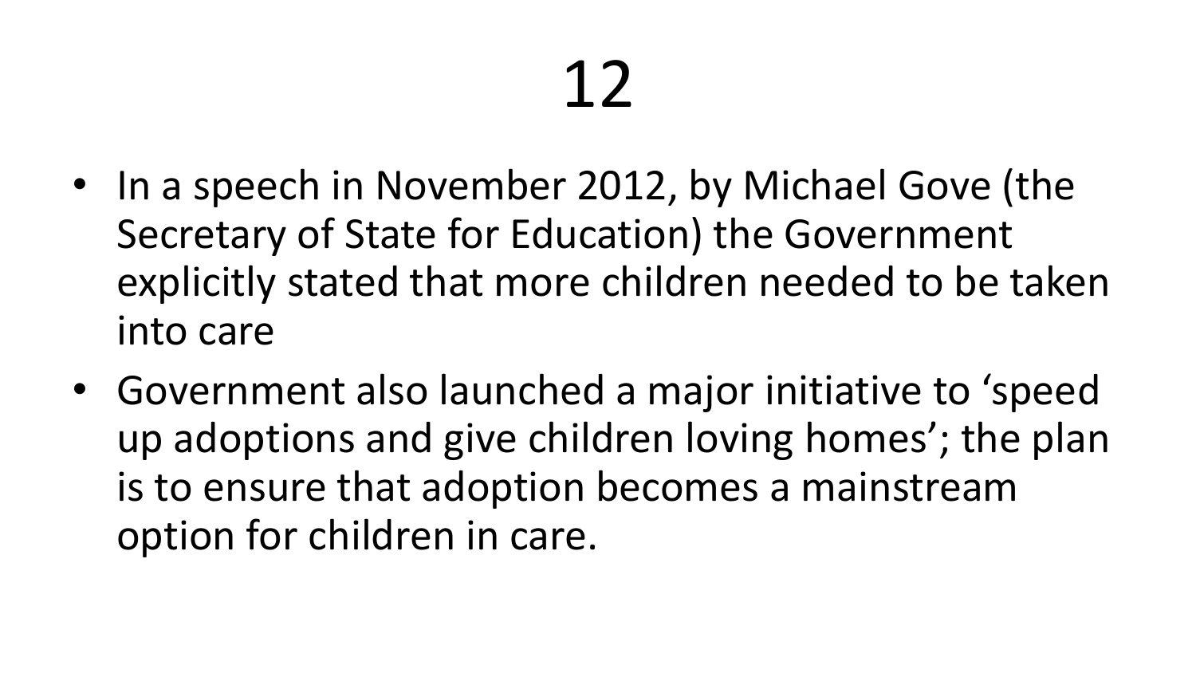# 12

- In a speech in November 2012, by Michael Gove (the Secretary of State for Education) the Government explicitly stated that more children needed to be taken into care
- Government also launched a major initiative to 'speed up adoptions and give children loving homes'; the plan is to ensure that adoption becomes a mainstream option for children in care.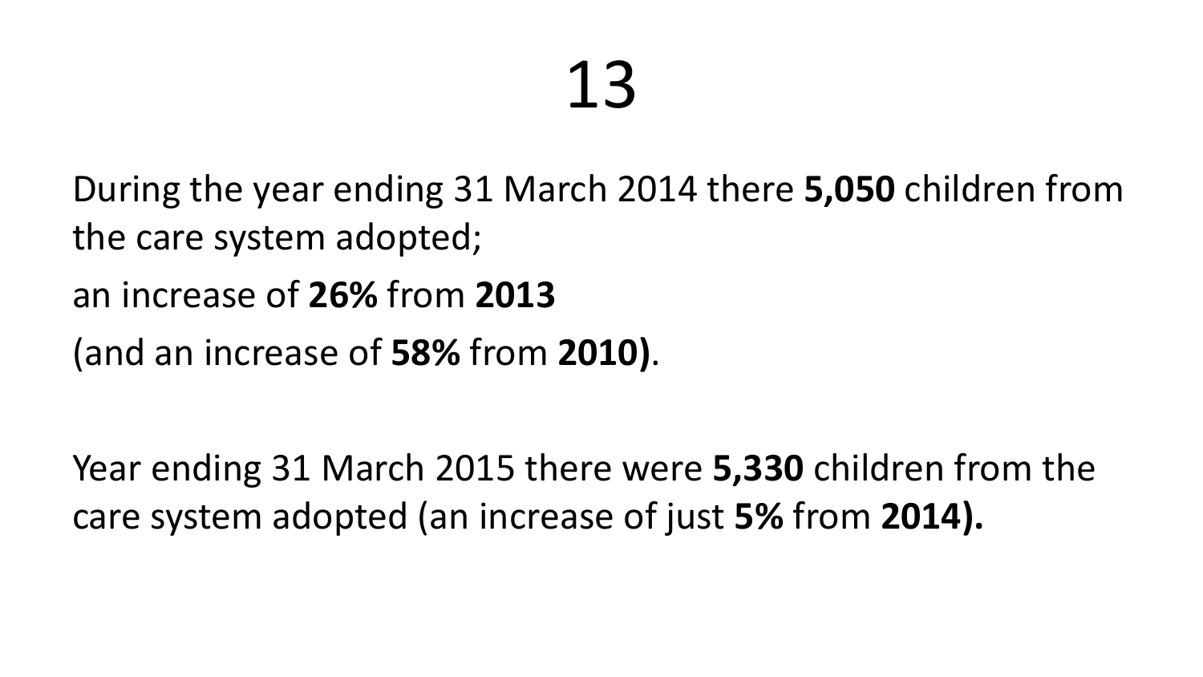# 13

During the year ending 31 March 2014 there **5,050** children from the care system adopted;

an increase of **26%** from **2013**

(and an increase of **58%** from **2010)**.

Year ending 31 March 2015 there were **5,330** children from the care system adopted (an increase of just **5%** from **2014).**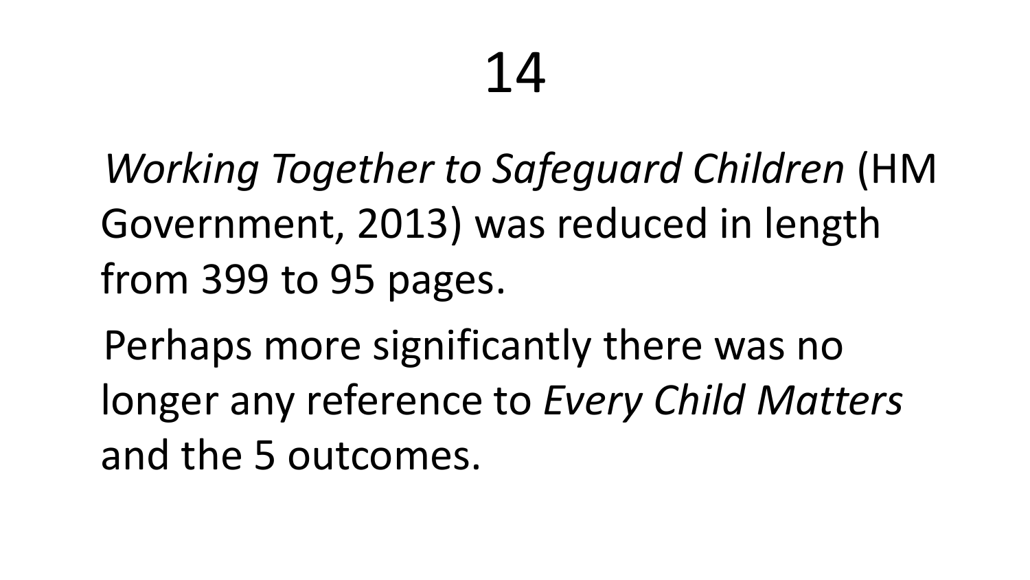# 14

*Working Together to Safeguard Children* (HM Government, 2013) was reduced in length from 399 to 95 pages.

Perhaps more significantly there was no longer any reference to *Every Child Matters* and the 5 outcomes.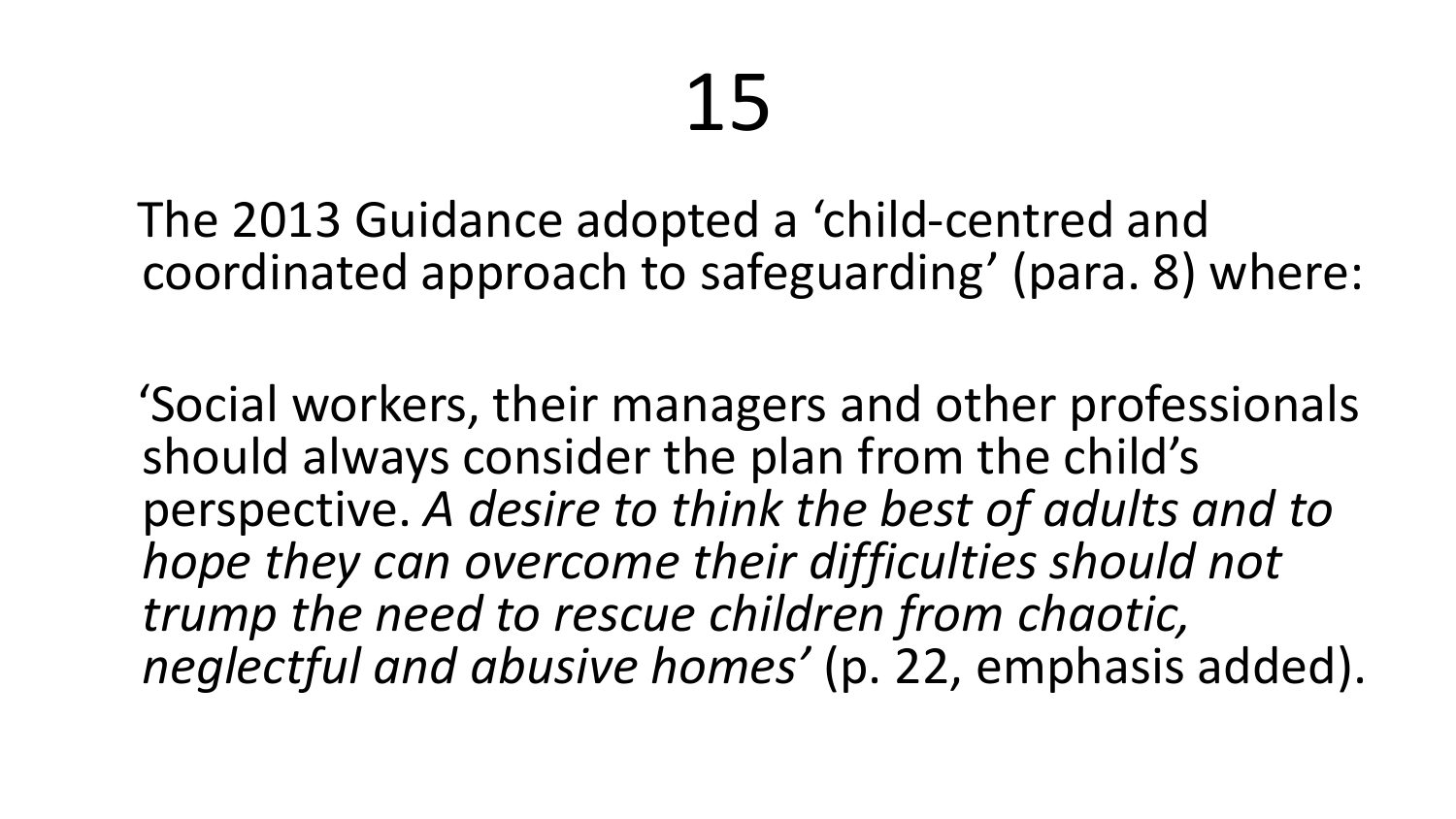# 15

The 2013 Guidance adopted a ‘child-centred and coordinated approach to safeguarding’ (para. 8) where:

‘Social workers, their managers and other professionals should always consider the plan from the child’s perspective. *A desire to think the best of adults and to hope they can overcome their difficulties should not trump the need to rescue children from chaotic, neglectful and abusive homes’* (p. 22, emphasis added).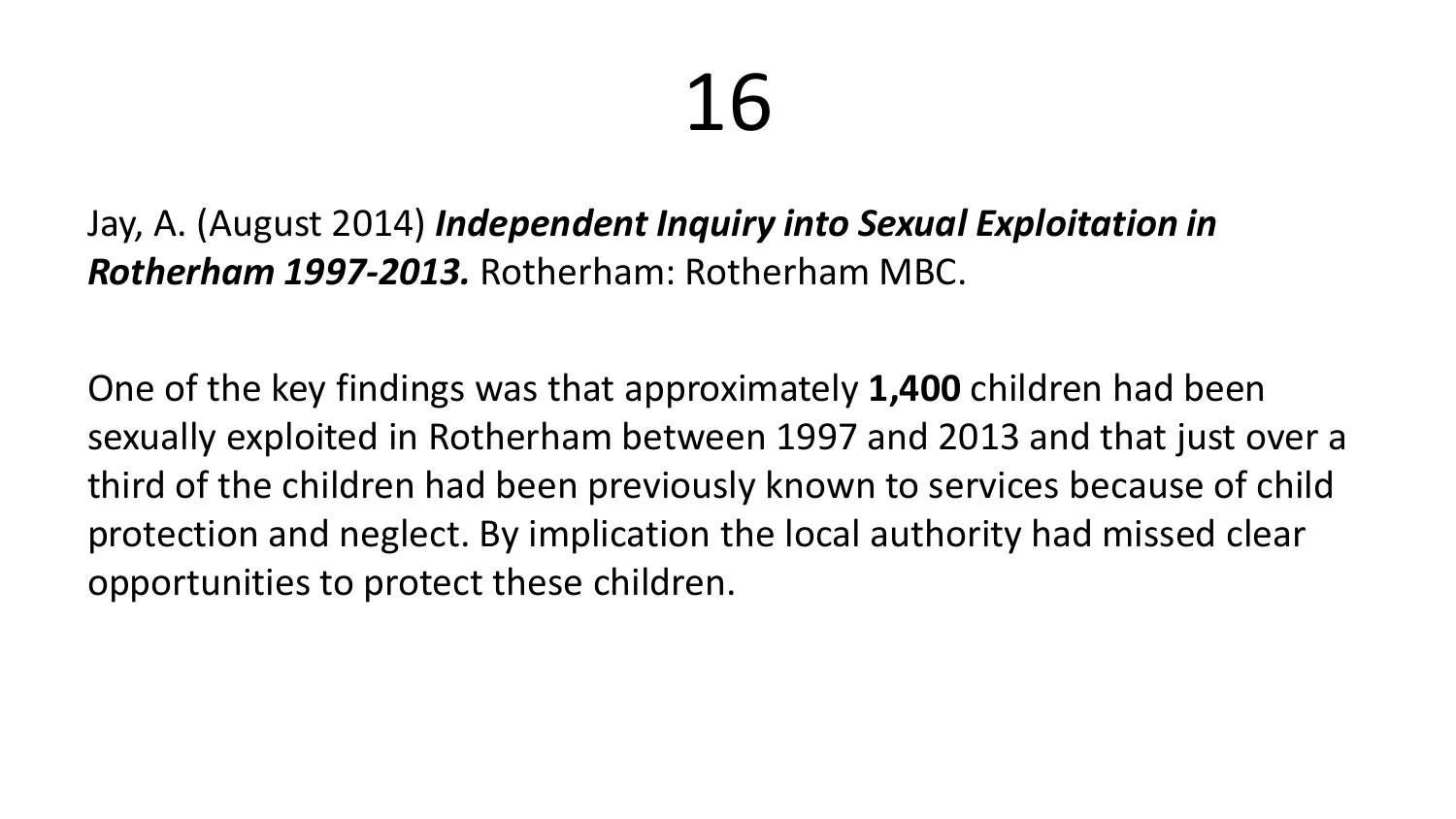# 16

Jay, A. (August 2014) ***Independent Inquiry into Sexual Exploitation in Rotherham 1997-2013.*** Rotherham: Rotherham MBC.

One of the key findings was that approximately **1,400** children had been sexually exploited in Rotherham between 1997 and 2013 and that just over a third of the children had been previously known to services because of child protection and neglect. By implication the local authority had missed clear opportunities to protect these children.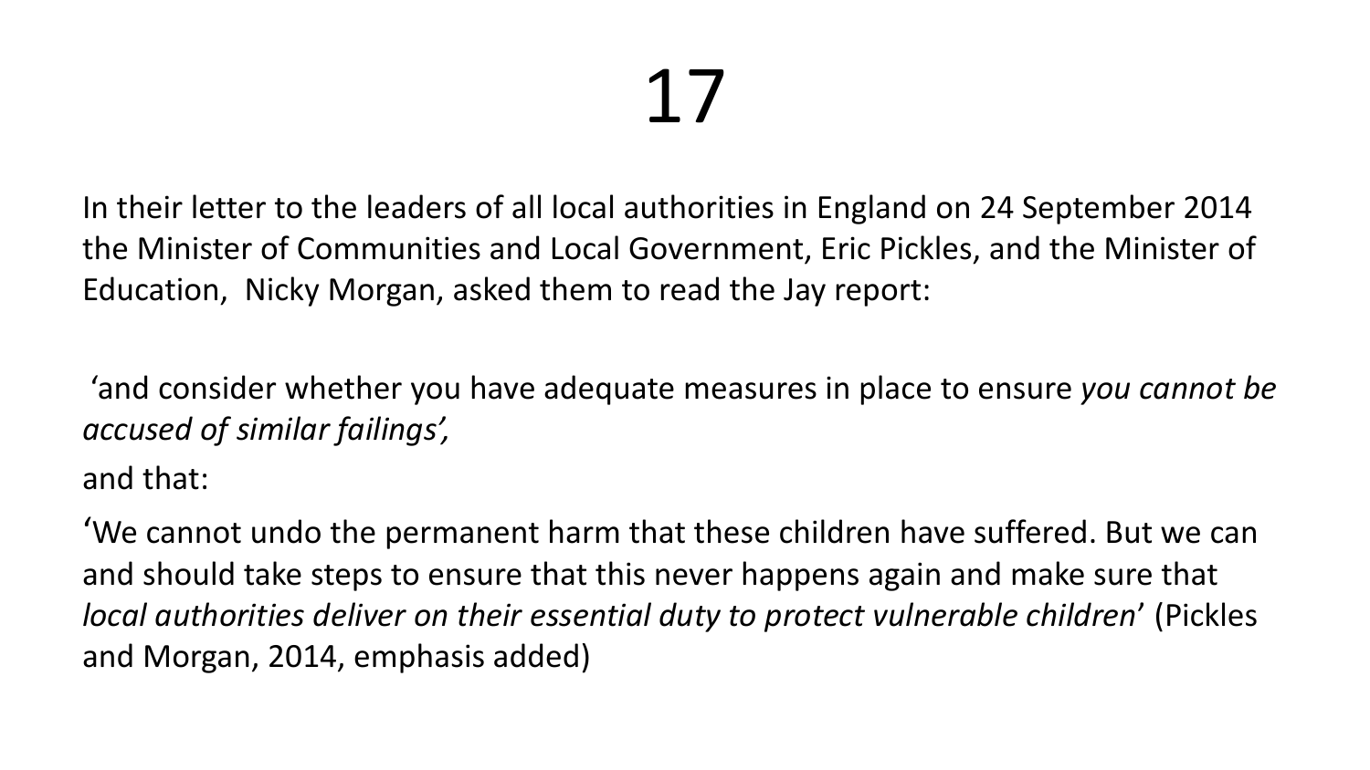# 17

In their letter to the leaders of all local authorities in England on 24 September 2014 the Minister of Communities and Local Government, Eric Pickles, and the Minister of Education, Nicky Morgan, asked them to read the Jay report:

'and consider whether you have adequate measures in place to ensure *you cannot be accused of similar failings',*

and that:

'We cannot undo the permanent harm that these children have suffered. But we can and should take steps to ensure that this never happens again and make sure that *local authorities deliver on their essential duty to protect vulnerable children*' (Pickles and Morgan, 2014, emphasis added)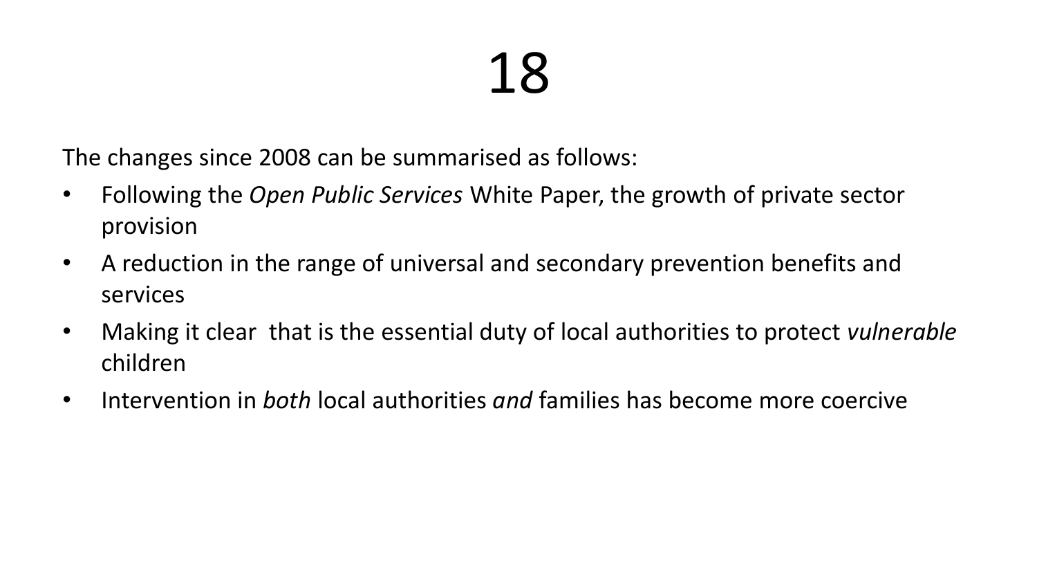# 18

The changes since 2008 can be summarised as follows:

- Following the *Open Public Services* White Paper, the growth of private sector provision
- A reduction in the range of universal and secondary prevention benefits and services
- Making it clear  that is the essential duty of local authorities to protect *vulnerable* children
- Intervention in *both* local authorities *and* families has become more coercive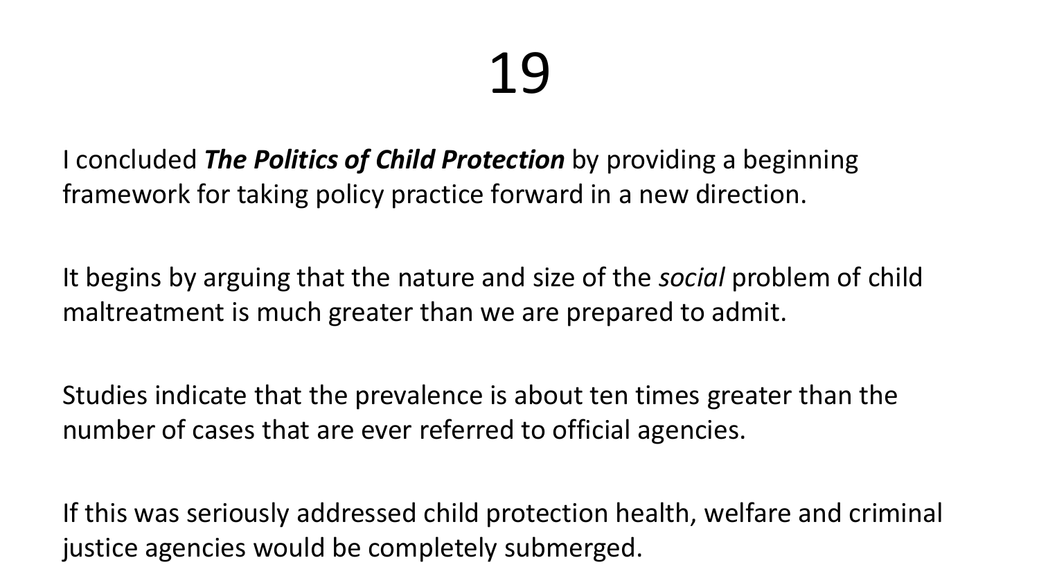# 19

I concluded ***The Politics of Child Protection*** by providing a beginning framework for taking policy practice forward in a new direction.

It begins by arguing that the nature and size of the *social* problem of child maltreatment is much greater than we are prepared to admit.

Studies indicate that the prevalence is about ten times greater than the number of cases that are ever referred to official agencies.

If this was seriously addressed child protection health, welfare and criminal justice agencies would be completely submerged.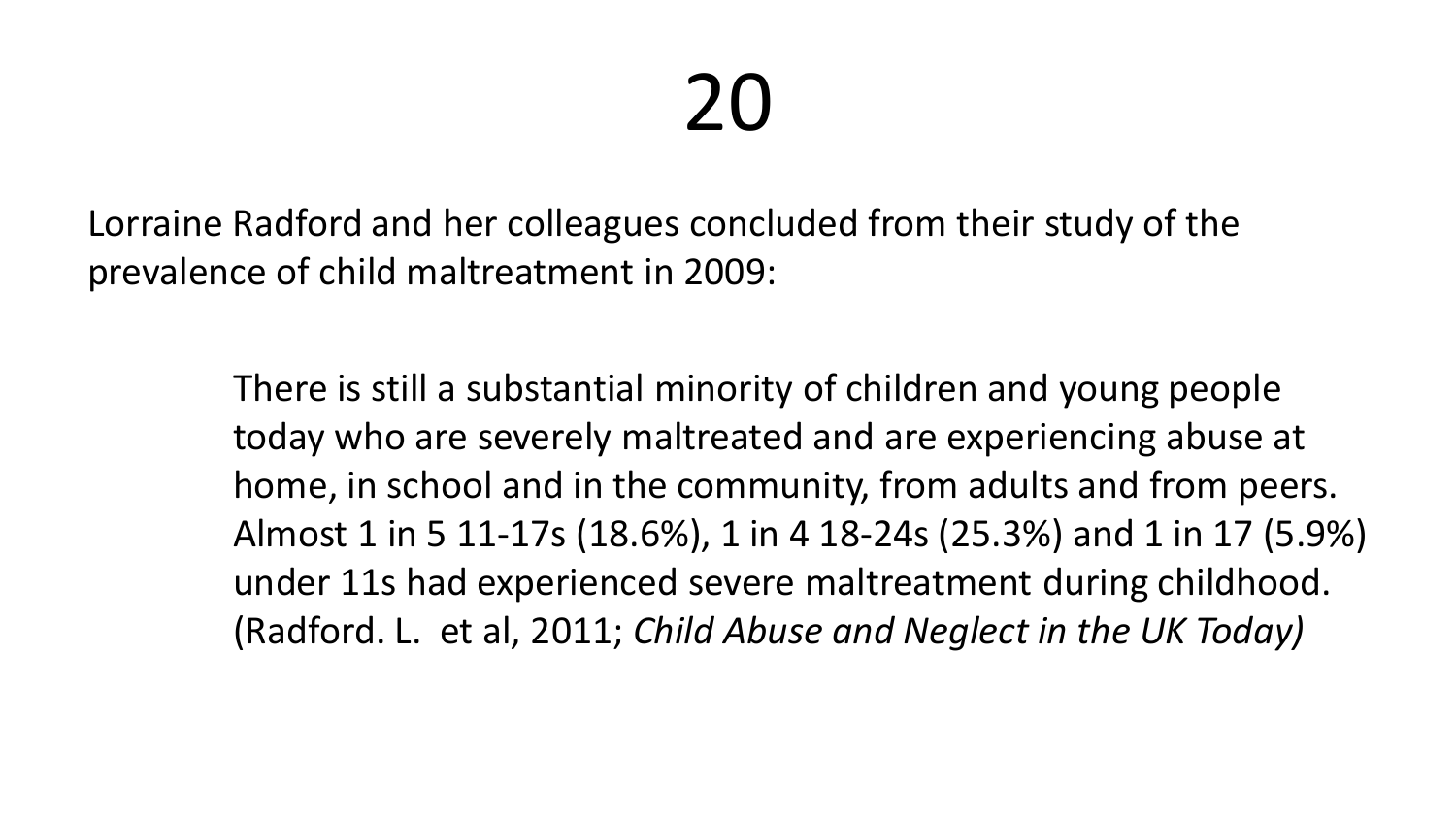# 20

Lorraine Radford and her colleagues concluded from their study of the prevalence of child maltreatment in 2009:

> There is still a substantial minority of children and young people today who are severely maltreated and are experiencing abuse at home, in school and in the community, from adults and from peers. Almost 1 in 5 11-17s (18.6%), 1 in 4 18-24s (25.3%) and 1 in 17 (5.9%) under 11s had experienced severe maltreatment during childhood. (Radford. L. et al, 2011; *Child Abuse and Neglect in the UK Today)*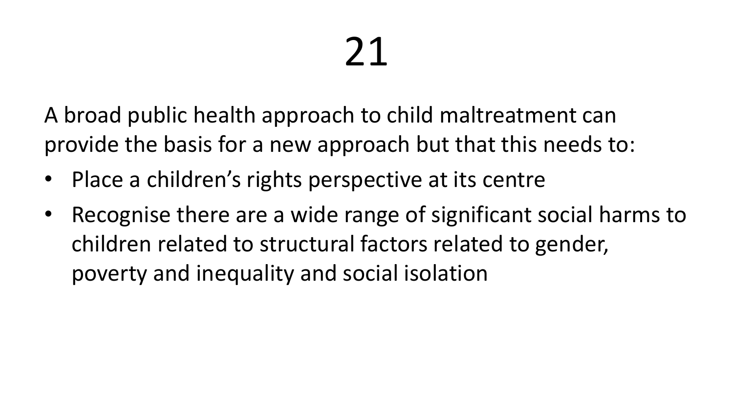# 21

A broad public health approach to child maltreatment can provide the basis for a new approach but that this needs to:

- Place a children's rights perspective at its centre
- Recognise there are a wide range of significant social harms to children related to structural factors related to gender, poverty and inequality and social isolation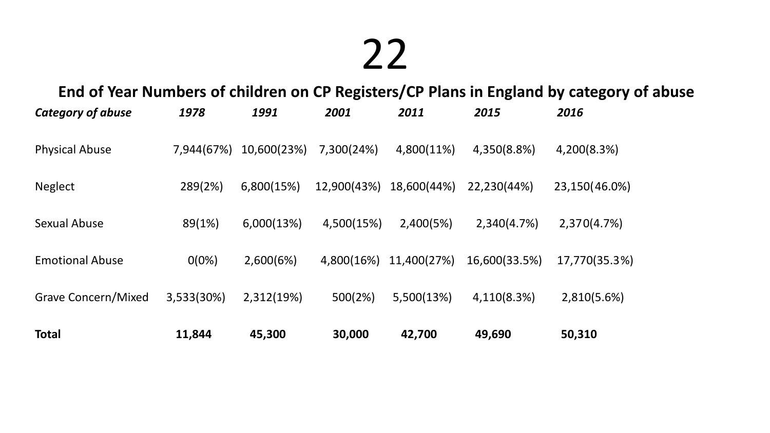# 22

## End of Year Numbers of children on CP Registers/CP Plans in England by category of abuse

| *Category of abuse* | *1978* | *1991* | *2001* | *2011* | *2015* | *2016* |
|---|---|---|---|---|---|---|
| Physical Abuse | 7,944(67%) | 10,600(23%) | 7,300(24%) | 4,800(11%) | 4,350(8.8%) | 4,200(8.3%) |
| Neglect | 289(2%) | 6,800(15%) | 12,900(43%) | 18,600(44%) | 22,230(44%) | 23,150(46.0%) |
| Sexual Abuse | 89(1%) | 6,000(13%) | 4,500(15%) | 2,400(5%) | 2,340(4.7%) | 2,370(4.7%) |
| Emotional Abuse | 0(0%) | 2,600(6%) | 4,800(16%) | 11,400(27%) | 16,600(33.5%) | 17,770(35.3%) |
| Grave Concern/Mixed | 3,533(30%) | 2,312(19%) | 500(2%) | 5,500(13%) | 4,110(8.3%) | 2,810(5.6%) |
| **Total** | **11,844** | **45,300** | **30,000** | **42,700** | **49,690** | **50,310** |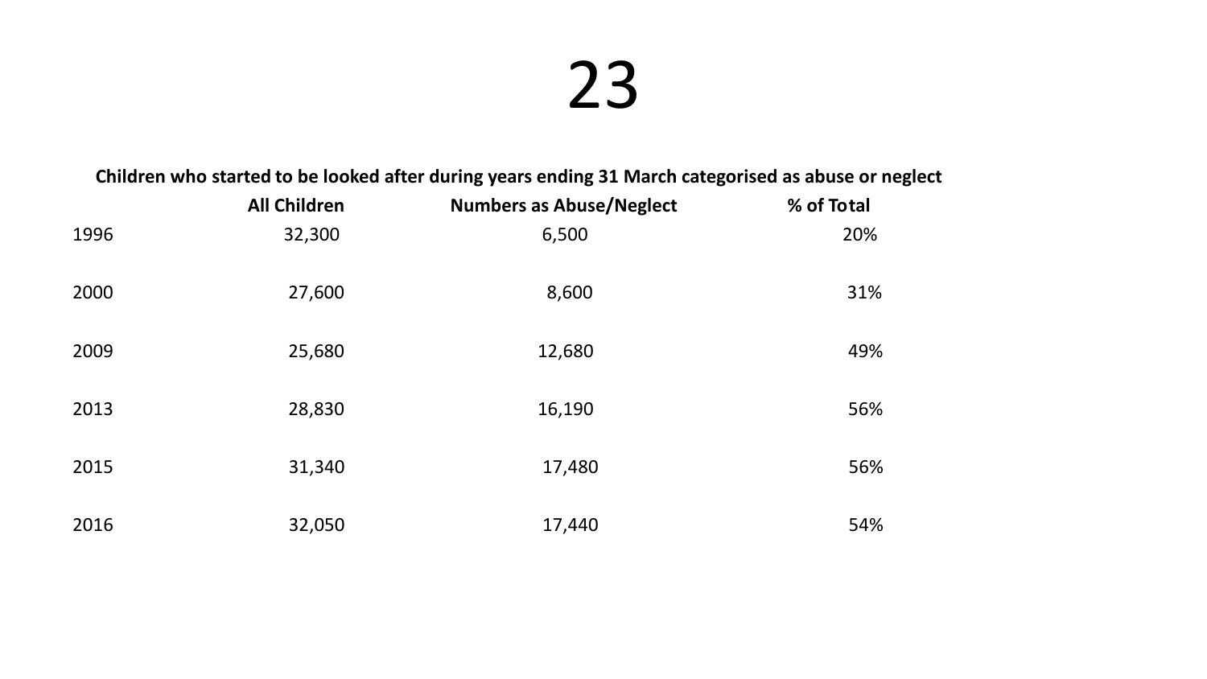# 23

**Children who started to be looked after during years ending 31 March categorised as abuse or neglect**

| | All Children | Numbers as Abuse/Neglect | % of Total |
|---|---|---|---|
| 1996 | 32,300 | 6,500 | 20% |
| 2000 | 27,600 | 8,600 | 31% |
| 2009 | 25,680 | 12,680 | 49% |
| 2013 | 28,830 | 16,190 | 56% |
| 2015 | 31,340 | 17,480 | 56% |
| 2016 | 32,050 | 17,440 | 54% |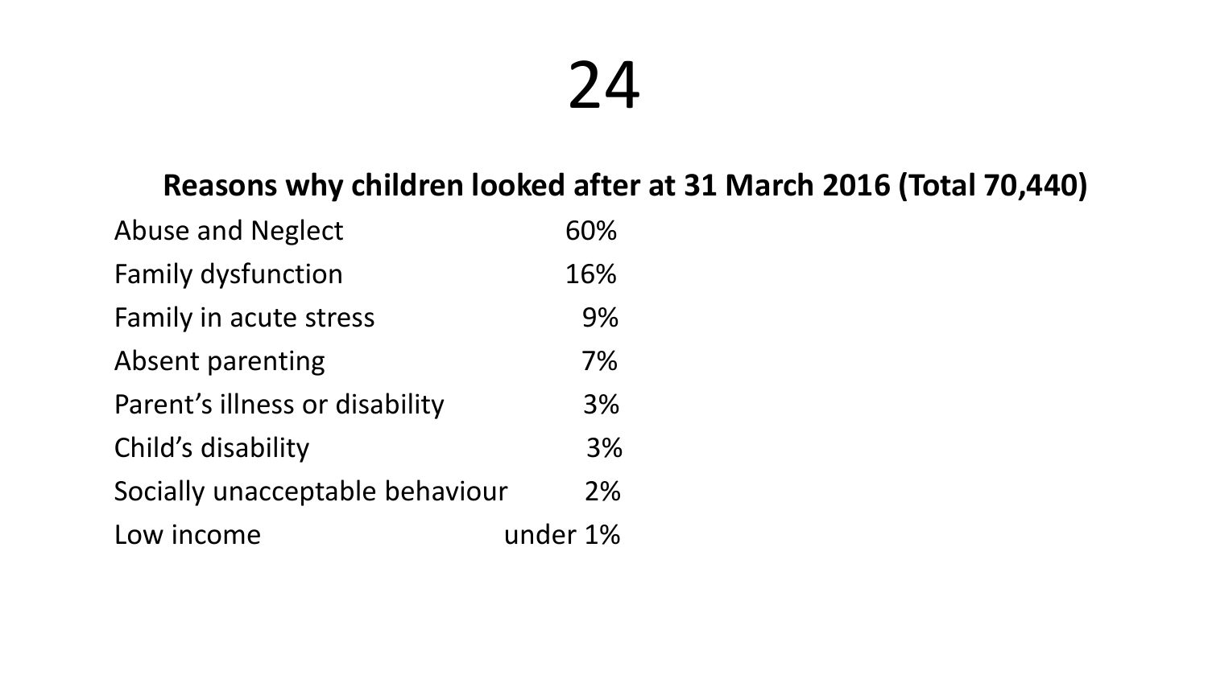# 24

**Reasons why children looked after at 31 March 2016 (Total 70,440)**

| | |
|---|---|
| Abuse and Neglect | 60% |
| Family dysfunction | 16% |
| Family in acute stress | 9% |
| Absent parenting | 7% |
| Parent's illness or disability | 3% |
| Child's disability | 3% |
| Socially unacceptable behaviour | 2% |
| Low income | under 1% |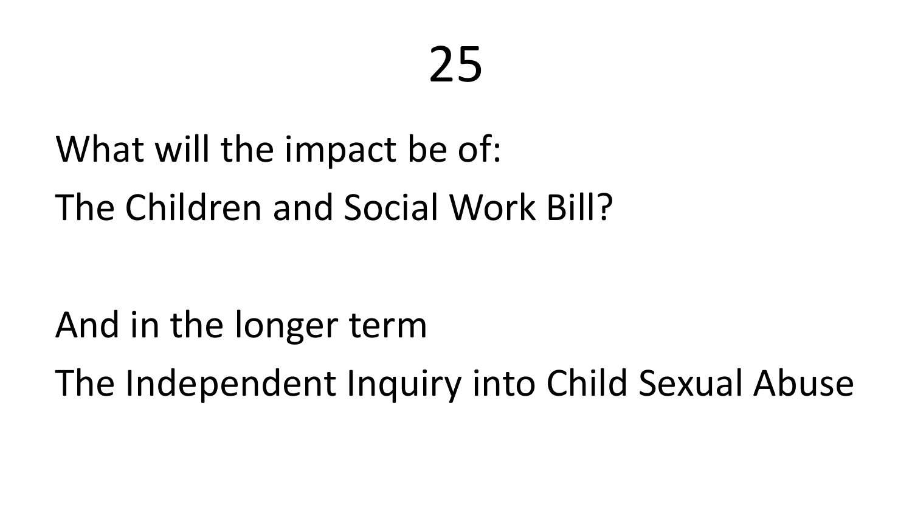# 25

What will the impact be of:

The Children and Social Work Bill?

And in the longer term

The Independent Inquiry into Child Sexual Abuse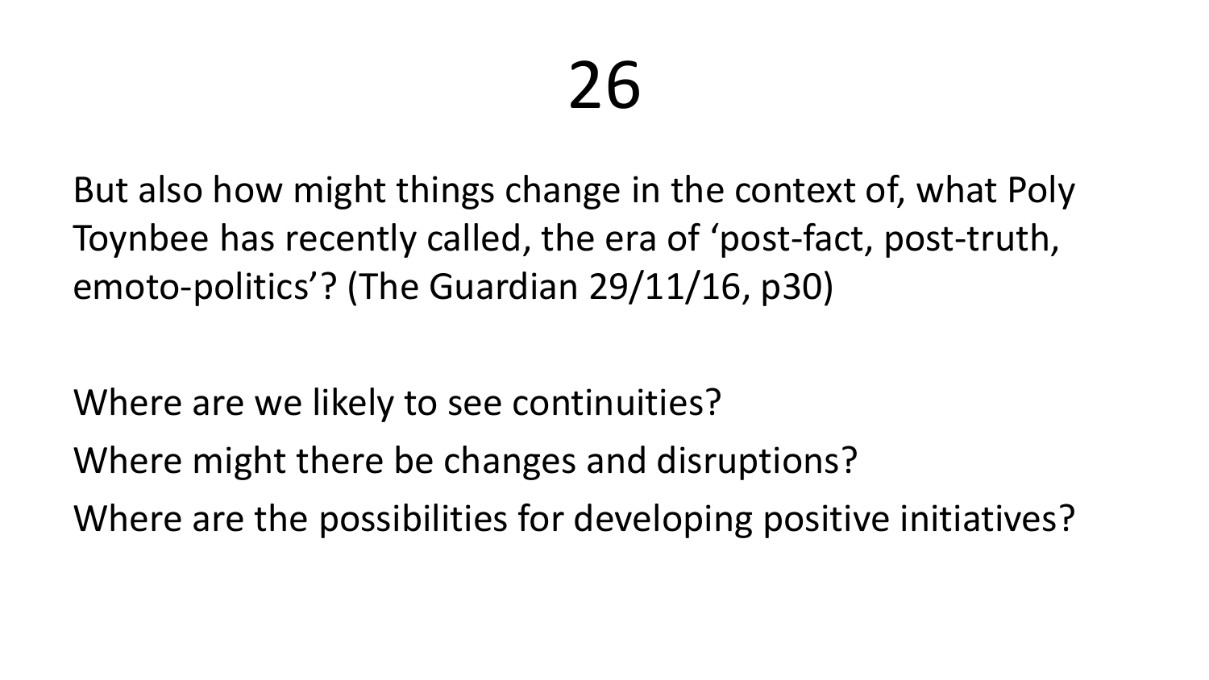# 26

But also how might things change in the context of, what Poly Toynbee has recently called, the era of 'post-fact, post-truth, emoto-politics'? (The Guardian 29/11/16, p30)

Where are we likely to see continuities?

Where might there be changes and disruptions?

Where are the possibilities for developing positive initiatives?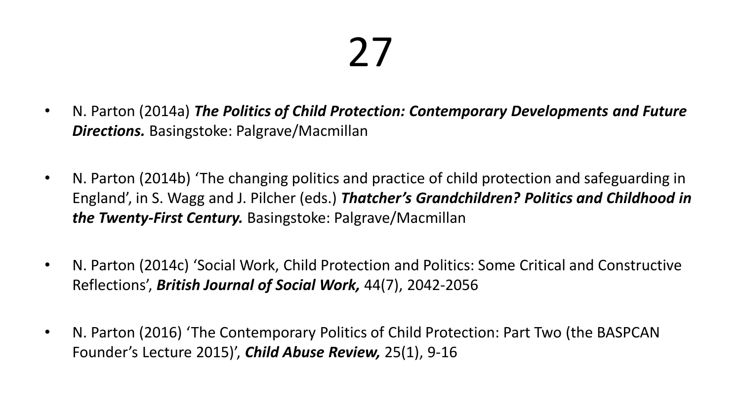# 27

- N. Parton (2014a) ***The Politics of Child Protection: Contemporary Developments and Future Directions.*** Basingstoke: Palgrave/Macmillan

- N. Parton (2014b) 'The changing politics and practice of child protection and safeguarding in England', in S. Wagg and J. Pilcher (eds.) ***Thatcher's Grandchildren? Politics and Childhood in the Twenty-First Century.*** Basingstoke: Palgrave/Macmillan

- N. Parton (2014c) 'Social Work, Child Protection and Politics: Some Critical and Constructive Reflections', ***British Journal of Social Work,*** 44(7), 2042-2056

- N. Parton (2016) 'The Contemporary Politics of Child Protection: Part Two (the BASPCAN Founder's Lecture 2015)', ***Child Abuse Review,*** 25(1), 9-16